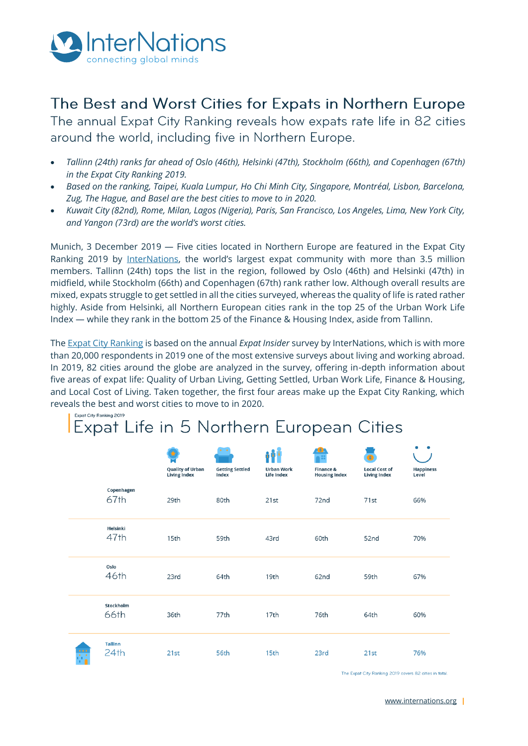# The Best and Worst Cities for Expats in Northern Europe

## The annual Expat City Ranking reveals how expats rate life in 82 cities around the world, including five in Northern Europe.

- *Tallinn (24th) ranks far ahead of Oslo (46th), Helsinki (47th), Stockholm (66th), and Copenhagen (67th) in the Expat City Ranking 2019.*
- *Based on the ranking, Taipei, Kuala Lumpur, Ho Chi Minh City, Singapore, Montréal, Lisbon, Barcelona, Zug, The Hague, and Basel are the best cities to move to in 2020.*
- *Kuwait City (82nd), Rome, Milan, Lagos (Nigeria), Paris, San Francisco, Los Angeles, Lima, New York City, and Yangon (73rd) are the world's worst cities.*

Munich, 3 December 2019 — Five cities located in Northern Europe are featured in the Expat City Ranking 2019 by InterNations, the world's largest expat community with more than 3.5 million members. Tallinn (24th) tops the list in the region, followed by Oslo (46th) and Helsinki (47th) in midfield, while Stockholm (66th) and Copenhagen (67th) rank rather low. Although overall results are mixed, expats struggle to get settled in all the cities surveyed, whereas the quality of life is rated rather highly. Aside from Helsinki, all Northern European cities rank in the top 25 of the Urban Work Life Index — while they rank in the bottom 25 of the Finance & Housing Index, aside from Tallinn.

The Expat City Ranking is based on the annual *Expat Insider* survey by InterNations, which is with more than 20,000 respondents in 2019 one of the most extensive surveys about living and working abroad. In 2019, 82 cities around the globe are analyzed in the survey, offering in-depth information about five areas of expat life: Quality of Urban Living, Getting Settled, Urban Work Life, Finance & Housing, and Local Cost of Living. Taken together, the first four areas make up the Expat City Ranking, which reveals the best and worst cities to move to in 2020.

Expat City Ranking 2019

### Expat Life in 5 Northern European Cities

| City | Quality of Urban Living Index | Getting Settled Index | Urban Work Life Index | Finance & Housing Index | Local Cost of Living Index | Happiness Level |
|---|---|---|---|---|---|---|
| Copenhagen 67th | 29th | 80th | 21st | 72nd | 71st | 66% |
| Helsinki 47th | 15th | 59th | 43rd | 60th | 52nd | 70% |
| Oslo 46th | 23rd | 64th | 19th | 62nd | 59th | 67% |
| Stockholm 66th | 36th | 77th | 17th | 76th | 64th | 60% |
| Tallinn 24th | 21st | 56th | 15th | 23rd | 21st | 76% |

The Expat City Ranking 2019 covers 82 cities in total.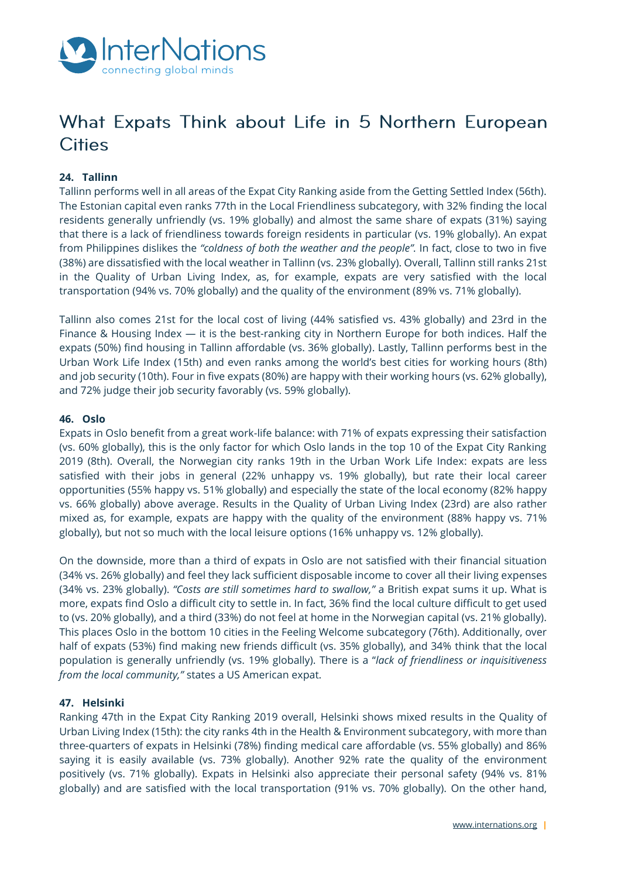# What Expats Think about Life in 5 Northern European Cities

**24. Tallinn**

Tallinn performs well in all areas of the Expat City Ranking aside from the Getting Settled Index (56th). The Estonian capital even ranks 77th in the Local Friendliness subcategory, with 32% finding the local residents generally unfriendly (vs. 19% globally) and almost the same share of expats (31%) saying that there is a lack of friendliness towards foreign residents in particular (vs. 19% globally). An expat from Philippines dislikes the *"coldness of both the weather and the people"*. In fact, close to two in five (38%) are dissatisfied with the local weather in Tallinn (vs. 23% globally). Overall, Tallinn still ranks 21st in the Quality of Urban Living Index, as, for example, expats are very satisfied with the local transportation (94% vs. 70% globally) and the quality of the environment (89% vs. 71% globally).

Tallinn also comes 21st for the local cost of living (44% satisfied vs. 43% globally) and 23rd in the Finance & Housing Index — it is the best-ranking city in Northern Europe for both indices. Half the expats (50%) find housing in Tallinn affordable (vs. 36% globally). Lastly, Tallinn performs best in the Urban Work Life Index (15th) and even ranks among the world's best cities for working hours (8th) and job security (10th). Four in five expats (80%) are happy with their working hours (vs. 62% globally), and 72% judge their job security favorably (vs. 59% globally).

**46. Oslo**

Expats in Oslo benefit from a great work-life balance: with 71% of expats expressing their satisfaction (vs. 60% globally), this is the only factor for which Oslo lands in the top 10 of the Expat City Ranking 2019 (8th). Overall, the Norwegian city ranks 19th in the Urban Work Life Index: expats are less satisfied with their jobs in general (22% unhappy vs. 19% globally), but rate their local career opportunities (55% happy vs. 51% globally) and especially the state of the local economy (82% happy vs. 66% globally) above average. Results in the Quality of Urban Living Index (23rd) are also rather mixed as, for example, expats are happy with the quality of the environment (88% happy vs. 71% globally), but not so much with the local leisure options (16% unhappy vs. 12% globally).

On the downside, more than a third of expats in Oslo are not satisfied with their financial situation (34% vs. 26% globally) and feel they lack sufficient disposable income to cover all their living expenses (34% vs. 23% globally). *"Costs are still sometimes hard to swallow,"* a British expat sums it up. What is more, expats find Oslo a difficult city to settle in. In fact, 36% find the local culture difficult to get used to (vs. 20% globally), and a third (33%) do not feel at home in the Norwegian capital (vs. 21% globally). This places Oslo in the bottom 10 cities in the Feeling Welcome subcategory (76th). Additionally, over half of expats (53%) find making new friends difficult (vs. 35% globally), and 34% think that the local population is generally unfriendly (vs. 19% globally). There is a "*lack of friendliness or inquisitiveness from the local community,"* states a US American expat.

**47. Helsinki**

Ranking 47th in the Expat City Ranking 2019 overall, Helsinki shows mixed results in the Quality of Urban Living Index (15th): the city ranks 4th in the Health & Environment subcategory, with more than three-quarters of expats in Helsinki (78%) finding medical care affordable (vs. 55% globally) and 86% saying it is easily available (vs. 73% globally). Another 92% rate the quality of the environment positively (vs. 71% globally). Expats in Helsinki also appreciate their personal safety (94% vs. 81% globally) and are satisfied with the local transportation (91% vs. 70% globally). On the other hand,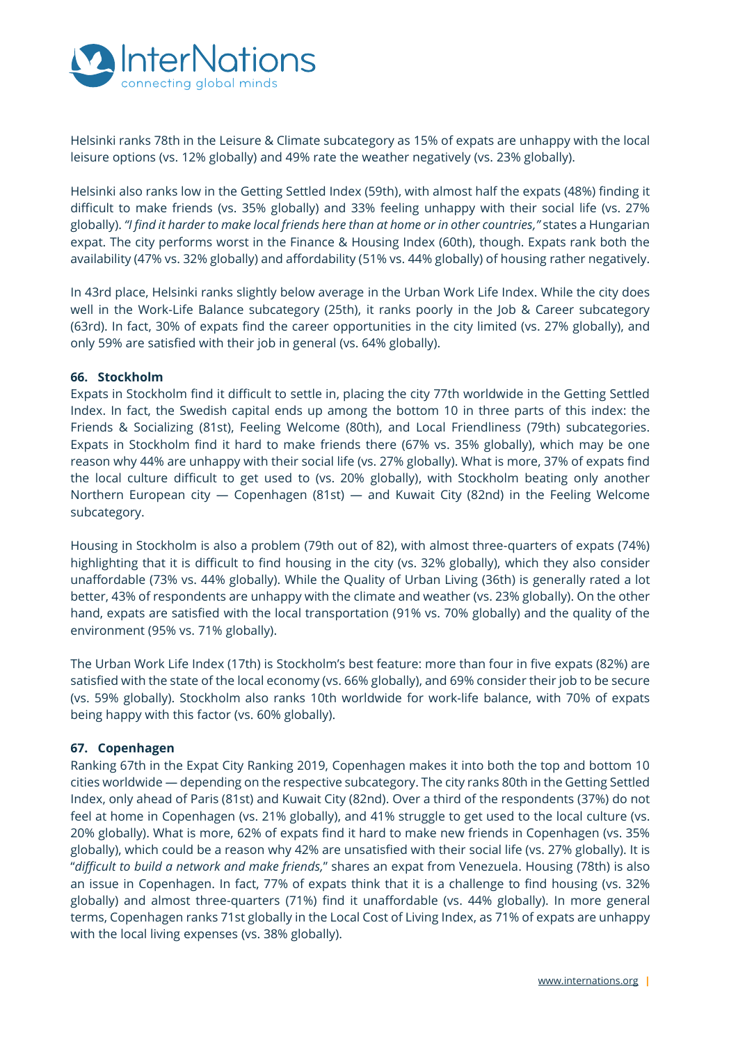Helsinki ranks 78th in the Leisure & Climate subcategory as 15% of expats are unhappy with the local leisure options (vs. 12% globally) and 49% rate the weather negatively (vs. 23% globally).

Helsinki also ranks low in the Getting Settled Index (59th), with almost half the expats (48%) finding it difficult to make friends (vs. 35% globally) and 33% feeling unhappy with their social life (vs. 27% globally). *"I find it harder to make local friends here than at home or in other countries,"* states a Hungarian expat. The city performs worst in the Finance & Housing Index (60th), though. Expats rank both the availability (47% vs. 32% globally) and affordability (51% vs. 44% globally) of housing rather negatively.

In 43rd place, Helsinki ranks slightly below average in the Urban Work Life Index. While the city does well in the Work-Life Balance subcategory (25th), it ranks poorly in the Job & Career subcategory (63rd). In fact, 30% of expats find the career opportunities in the city limited (vs. 27% globally), and only 59% are satisfied with their job in general (vs. 64% globally).

**66. Stockholm**

Expats in Stockholm find it difficult to settle in, placing the city 77th worldwide in the Getting Settled Index. In fact, the Swedish capital ends up among the bottom 10 in three parts of this index: the Friends & Socializing (81st), Feeling Welcome (80th), and Local Friendliness (79th) subcategories. Expats in Stockholm find it hard to make friends there (67% vs. 35% globally), which may be one reason why 44% are unhappy with their social life (vs. 27% globally). What is more, 37% of expats find the local culture difficult to get used to (vs. 20% globally), with Stockholm beating only another Northern European city — Copenhagen (81st) — and Kuwait City (82nd) in the Feeling Welcome subcategory.

Housing in Stockholm is also a problem (79th out of 82), with almost three-quarters of expats (74%) highlighting that it is difficult to find housing in the city (vs. 32% globally), which they also consider unaffordable (73% vs. 44% globally). While the Quality of Urban Living (36th) is generally rated a lot better, 43% of respondents are unhappy with the climate and weather (vs. 23% globally). On the other hand, expats are satisfied with the local transportation (91% vs. 70% globally) and the quality of the environment (95% vs. 71% globally).

The Urban Work Life Index (17th) is Stockholm's best feature: more than four in five expats (82%) are satisfied with the state of the local economy (vs. 66% globally), and 69% consider their job to be secure (vs. 59% globally). Stockholm also ranks 10th worldwide for work-life balance, with 70% of expats being happy with this factor (vs. 60% globally).

**67. Copenhagen**

Ranking 67th in the Expat City Ranking 2019, Copenhagen makes it into both the top and bottom 10 cities worldwide — depending on the respective subcategory. The city ranks 80th in the Getting Settled Index, only ahead of Paris (81st) and Kuwait City (82nd). Over a third of the respondents (37%) do not feel at home in Copenhagen (vs. 21% globally), and 41% struggle to get used to the local culture (vs. 20% globally). What is more, 62% of expats find it hard to make new friends in Copenhagen (vs. 35% globally), which could be a reason why 42% are unsatisfied with their social life (vs. 27% globally). It is "*difficult to build a network and make friends,*" shares an expat from Venezuela. Housing (78th) is also an issue in Copenhagen. In fact, 77% of expats think that it is a challenge to find housing (vs. 32% globally) and almost three-quarters (71%) find it unaffordable (vs. 44% globally). In more general terms, Copenhagen ranks 71st globally in the Local Cost of Living Index, as 71% of expats are unhappy with the local living expenses (vs. 38% globally).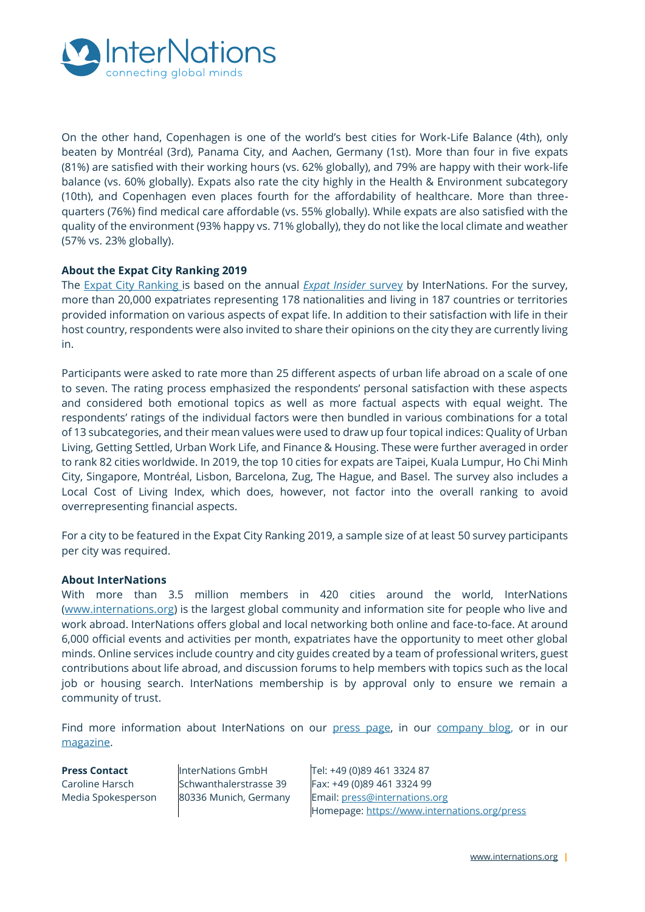On the other hand, Copenhagen is one of the world's best cities for Work-Life Balance (4th), only beaten by Montréal (3rd), Panama City, and Aachen, Germany (1st). More than four in five expats (81%) are satisfied with their working hours (vs. 62% globally), and 79% are happy with their work-life balance (vs. 60% globally). Expats also rate the city highly in the Health & Environment subcategory (10th), and Copenhagen even places fourth for the affordability of healthcare. More than three-quarters (76%) find medical care affordable (vs. 55% globally). While expats are also satisfied with the quality of the environment (93% happy vs. 71% globally), they do not like the local climate and weather (57% vs. 23% globally).

**About the Expat City Ranking 2019**

The [Expat City Ranking](#) is based on the annual [*Expat Insider* survey](#) by InterNations. For the survey, more than 20,000 expatriates representing 178 nationalities and living in 187 countries or territories provided information on various aspects of expat life. In addition to their satisfaction with life in their host country, respondents were also invited to share their opinions on the city they are currently living in.

Participants were asked to rate more than 25 different aspects of urban life abroad on a scale of one to seven. The rating process emphasized the respondents' personal satisfaction with these aspects and considered both emotional topics as well as more factual aspects with equal weight. The respondents' ratings of the individual factors were then bundled in various combinations for a total of 13 subcategories, and their mean values were used to draw up four topical indices: Quality of Urban Living, Getting Settled, Urban Work Life, and Finance & Housing. These were further averaged in order to rank 82 cities worldwide. In 2019, the top 10 cities for expats are Taipei, Kuala Lumpur, Ho Chi Minh City, Singapore, Montréal, Lisbon, Barcelona, Zug, The Hague, and Basel. The survey also includes a Local Cost of Living Index, which does, however, not factor into the overall ranking to avoid overrepresenting financial aspects.

For a city to be featured in the Expat City Ranking 2019, a sample size of at least 50 survey participants per city was required.

**About InterNations**

With more than 3.5 million members in 420 cities around the world, InterNations ([www.internations.org](http://www.internations.org)) is the largest global community and information site for people who live and work abroad. InterNations offers global and local networking both online and face-to-face. At around 6,000 official events and activities per month, expatriates have the opportunity to meet other global minds. Online services include country and city guides created by a team of professional writers, guest contributions about life abroad, and discussion forums to help members with topics such as the local job or housing search. InterNations membership is by approval only to ensure we remain a community of trust.

Find more information about InterNations on our [press page](#), in our [company blog](#), or in our [magazine](#).

| | | |
|---|---|---|
| **Press Contact** | InterNations GmbH | Tel: +49 (0)89 461 3324 87 |
| Caroline Harsch | Schwanthalerstrasse 39 | Fax: +49 (0)89 461 3324 99 |
| Media Spokesperson | 80336 Munich, Germany | Email: [press@internations.org](mailto:press@internations.org) |
| | | Homepage: [https://www.internations.org/press](https://www.internations.org/press) |